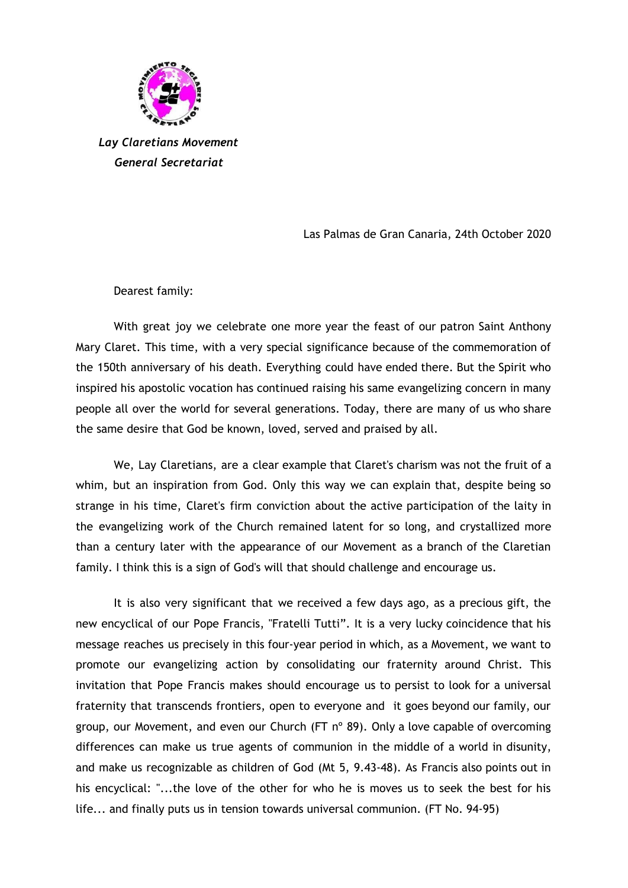*Lay Claretians Movement*
*General Secretariat*

Las Palmas de Gran Canaria, 24th October 2020

Dearest family:

With great joy we celebrate one more year the feast of our patron Saint Anthony Mary Claret. This time, with a very special significance because of the commemoration of the 150th anniversary of his death. Everything could have ended there. But the Spirit who inspired his apostolic vocation has continued raising his same evangelizing concern in many people all over the world for several generations. Today, there are many of us who share the same desire that God be known, loved, served and praised by all.

We, Lay Claretians, are a clear example that Claret's charism was not the fruit of a whim, but an inspiration from God. Only this way we can explain that, despite being so strange in his time, Claret's firm conviction about the active participation of the laity in the evangelizing work of the Church remained latent for so long, and crystallized more than a century later with the appearance of our Movement as a branch of the Claretian family. I think this is a sign of God's will that should challenge and encourage us.

It is also very significant that we received a few days ago, as a precious gift, the new encyclical of our Pope Francis, "Fratelli Tutti". It is a very lucky coincidence that his message reaches us precisely in this four-year period in which, as a Movement, we want to promote our evangelizing action by consolidating our fraternity around Christ. This invitation that Pope Francis makes should encourage us to persist to look for a universal fraternity that transcends frontiers, open to everyone and it goes beyond our family, our group, our Movement, and even our Church (FT nº 89). Only a love capable of overcoming differences can make us true agents of communion in the middle of a world in disunity, and make us recognizable as children of God (Mt 5, 9.43-48). As Francis also points out in his encyclical: "...the love of the other for who he is moves us to seek the best for his life... and finally puts us in tension towards universal communion. (FT No. 94-95)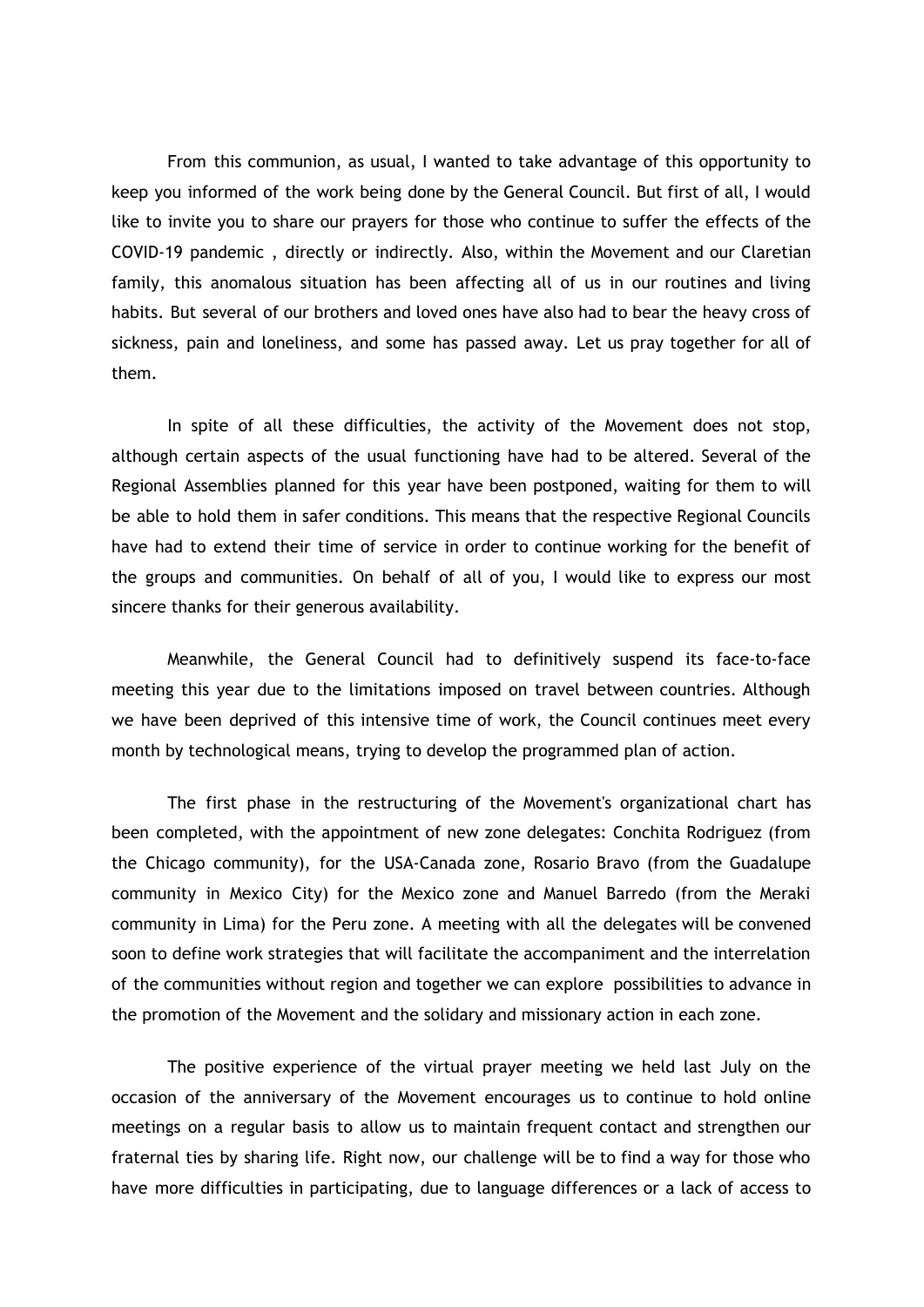From this communion, as usual, I wanted to take advantage of this opportunity to keep you informed of the work being done by the General Council. But first of all, I would like to invite you to share our prayers for those who continue to suffer the effects of the COVID-19 pandemic , directly or indirectly. Also, within the Movement and our Claretian family, this anomalous situation has been affecting all of us in our routines and living habits. But several of our brothers and loved ones have also had to bear the heavy cross of sickness, pain and loneliness, and some has passed away. Let us pray together for all of them.

In spite of all these difficulties, the activity of the Movement does not stop, although certain aspects of the usual functioning have had to be altered. Several of the Regional Assemblies planned for this year have been postponed, waiting for them to will be able to hold them in safer conditions. This means that the respective Regional Councils have had to extend their time of service in order to continue working for the benefit of the groups and communities. On behalf of all of you, I would like to express our most sincere thanks for their generous availability.

Meanwhile, the General Council had to definitively suspend its face-to-face meeting this year due to the limitations imposed on travel between countries. Although we have been deprived of this intensive time of work, the Council continues meet every month by technological means, trying to develop the programmed plan of action.

The first phase in the restructuring of the Movement's organizational chart has been completed, with the appointment of new zone delegates: Conchita Rodriguez (from the Chicago community), for the USA-Canada zone, Rosario Bravo (from the Guadalupe community in Mexico City) for the Mexico zone and Manuel Barredo (from the Meraki community in Lima) for the Peru zone. A meeting with all the delegates will be convened soon to define work strategies that will facilitate the accompaniment and the interrelation of the communities without region and together we can explore possibilities to advance in the promotion of the Movement and the solidary and missionary action in each zone.

The positive experience of the virtual prayer meeting we held last July on the occasion of the anniversary of the Movement encourages us to continue to hold online meetings on a regular basis to allow us to maintain frequent contact and strengthen our fraternal ties by sharing life. Right now, our challenge will be to find a way for those who have more difficulties in participating, due to language differences or a lack of access to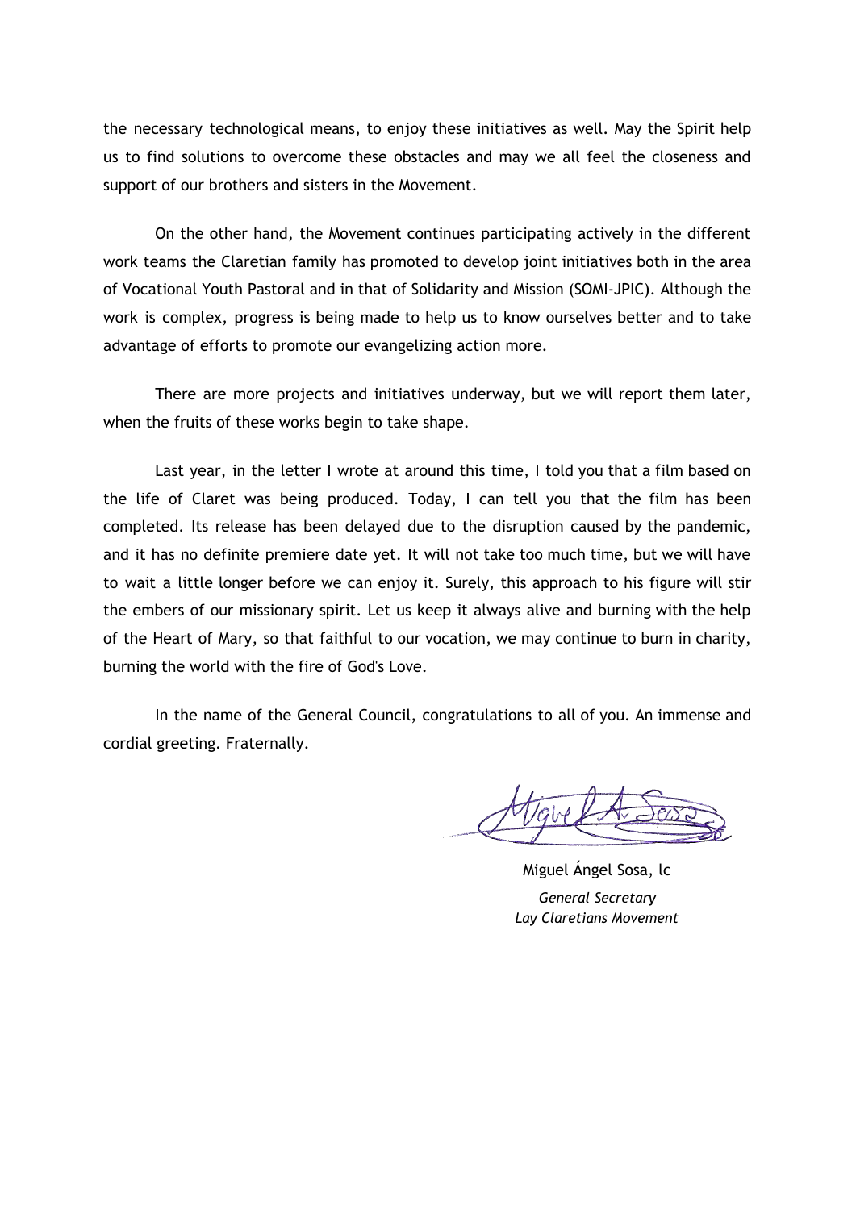the necessary technological means, to enjoy these initiatives as well. May the Spirit help us to find solutions to overcome these obstacles and may we all feel the closeness and support of our brothers and sisters in the Movement.

On the other hand, the Movement continues participating actively in the different work teams the Claretian family has promoted to develop joint initiatives both in the area of Vocational Youth Pastoral and in that of Solidarity and Mission (SOMI-JPIC). Although the work is complex, progress is being made to help us to know ourselves better and to take advantage of efforts to promote our evangelizing action more.

There are more projects and initiatives underway, but we will report them later, when the fruits of these works begin to take shape.

Last year, in the letter I wrote at around this time, I told you that a film based on the life of Claret was being produced. Today, I can tell you that the film has been completed. Its release has been delayed due to the disruption caused by the pandemic, and it has no definite premiere date yet. It will not take too much time, but we will have to wait a little longer before we can enjoy it. Surely, this approach to his figure will stir the embers of our missionary spirit. Let us keep it always alive and burning with the help of the Heart of Mary, so that faithful to our vocation, we may continue to burn in charity, burning the world with the fire of God's Love.

In the name of the General Council, congratulations to all of you. An immense and cordial greeting. Fraternally.

Miguel Ángel Sosa, lc

*General Secretary*
*Lay Claretians Movement*